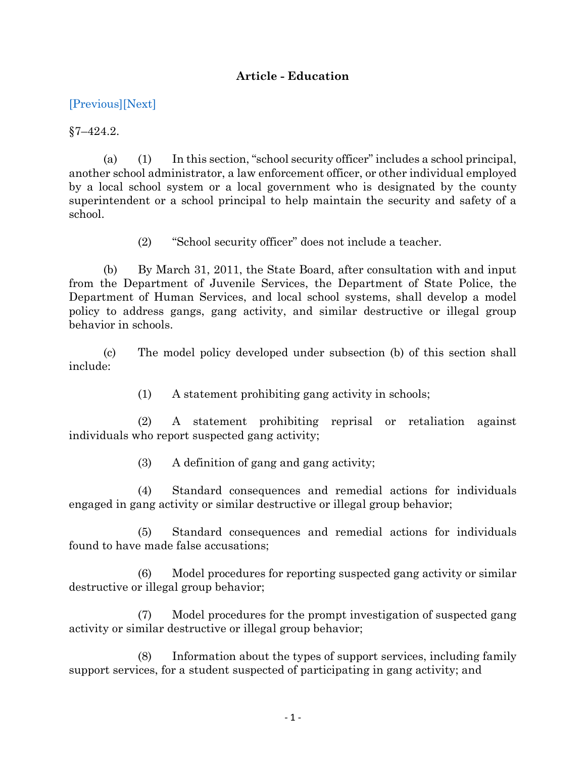# Article - Education

[Previous][Next]

§7–424.2.

(a) (1) In this section, "school security officer" includes a school principal, another school administrator, a law enforcement officer, or other individual employed by a local school system or a local government who is designated by the county superintendent or a school principal to help maintain the security and safety of a school.

(2) "School security officer" does not include a teacher.

(b) By March 31, 2011, the State Board, after consultation with and input from the Department of Juvenile Services, the Department of State Police, the Department of Human Services, and local school systems, shall develop a model policy to address gangs, gang activity, and similar destructive or illegal group behavior in schools.

(c) The model policy developed under subsection (b) of this section shall include:

(1) A statement prohibiting gang activity in schools;

(2) A statement prohibiting reprisal or retaliation against individuals who report suspected gang activity;

(3) A definition of gang and gang activity;

(4) Standard consequences and remedial actions for individuals engaged in gang activity or similar destructive or illegal group behavior;

(5) Standard consequences and remedial actions for individuals found to have made false accusations;

(6) Model procedures for reporting suspected gang activity or similar destructive or illegal group behavior;

(7) Model procedures for the prompt investigation of suspected gang activity or similar destructive or illegal group behavior;

(8) Information about the types of support services, including family support services, for a student suspected of participating in gang activity; and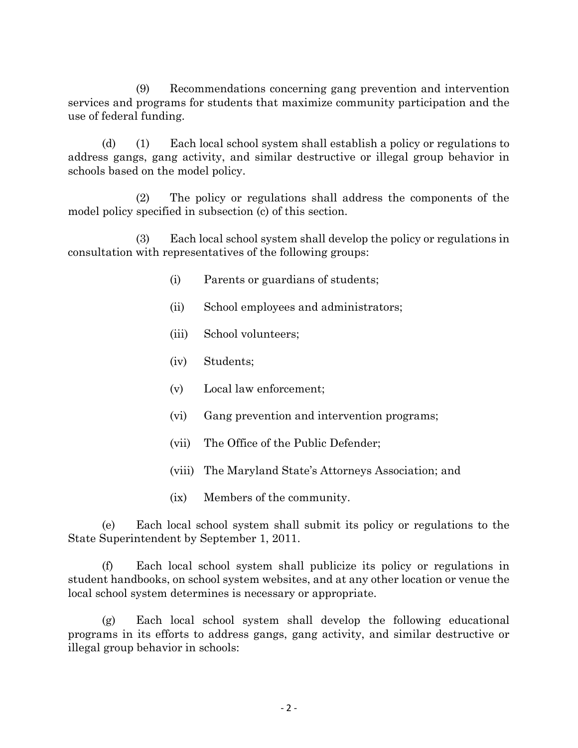(9) Recommendations concerning gang prevention and intervention services and programs for students that maximize community participation and the use of federal funding.

(d) (1) Each local school system shall establish a policy or regulations to address gangs, gang activity, and similar destructive or illegal group behavior in schools based on the model policy.

(2) The policy or regulations shall address the components of the model policy specified in subsection (c) of this section.

(3) Each local school system shall develop the policy or regulations in consultation with representatives of the following groups:

(i) Parents or guardians of students;

(ii) School employees and administrators;

(iii) School volunteers;

(iv) Students;

(v) Local law enforcement;

(vi) Gang prevention and intervention programs;

(vii) The Office of the Public Defender;

(viii) The Maryland State's Attorneys Association; and

(ix) Members of the community.

(e) Each local school system shall submit its policy or regulations to the State Superintendent by September 1, 2011.

(f) Each local school system shall publicize its policy or regulations in student handbooks, on school system websites, and at any other location or venue the local school system determines is necessary or appropriate.

(g) Each local school system shall develop the following educational programs in its efforts to address gangs, gang activity, and similar destructive or illegal group behavior in schools: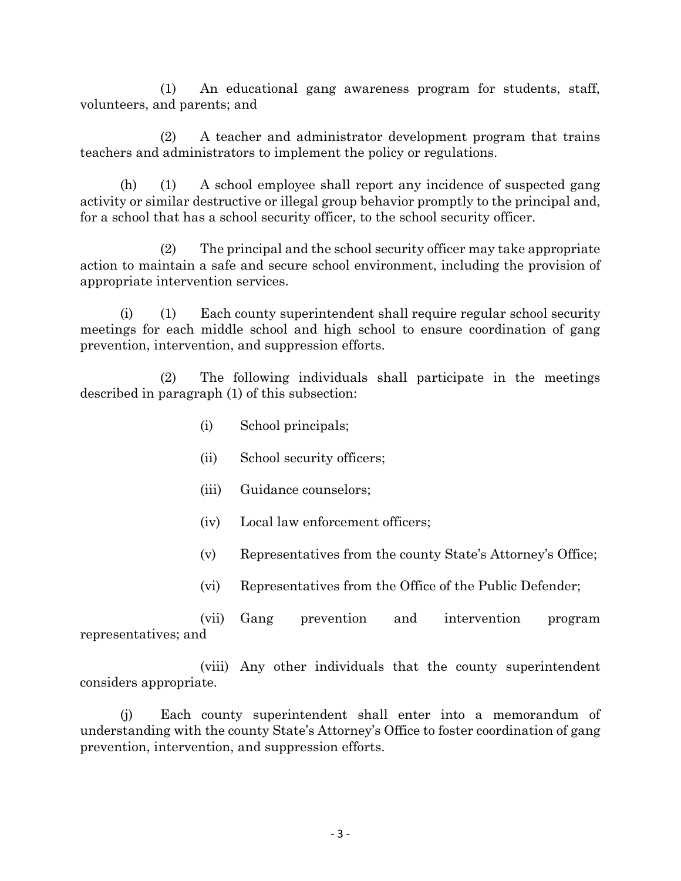(1) An educational gang awareness program for students, staff, volunteers, and parents; and

(2) A teacher and administrator development program that trains teachers and administrators to implement the policy or regulations.

(h) (1) A school employee shall report any incidence of suspected gang activity or similar destructive or illegal group behavior promptly to the principal and, for a school that has a school security officer, to the school security officer.

(2) The principal and the school security officer may take appropriate action to maintain a safe and secure school environment, including the provision of appropriate intervention services.

(i) (1) Each county superintendent shall require regular school security meetings for each middle school and high school to ensure coordination of gang prevention, intervention, and suppression efforts.

(2) The following individuals shall participate in the meetings described in paragraph (1) of this subsection:

(i) School principals;

(ii) School security officers;

(iii) Guidance counselors;

(iv) Local law enforcement officers;

(v) Representatives from the county State's Attorney's Office;

(vi) Representatives from the Office of the Public Defender;

(vii) Gang prevention and intervention program representatives; and

(viii) Any other individuals that the county superintendent considers appropriate.

(j) Each county superintendent shall enter into a memorandum of understanding with the county State's Attorney's Office to foster coordination of gang prevention, intervention, and suppression efforts.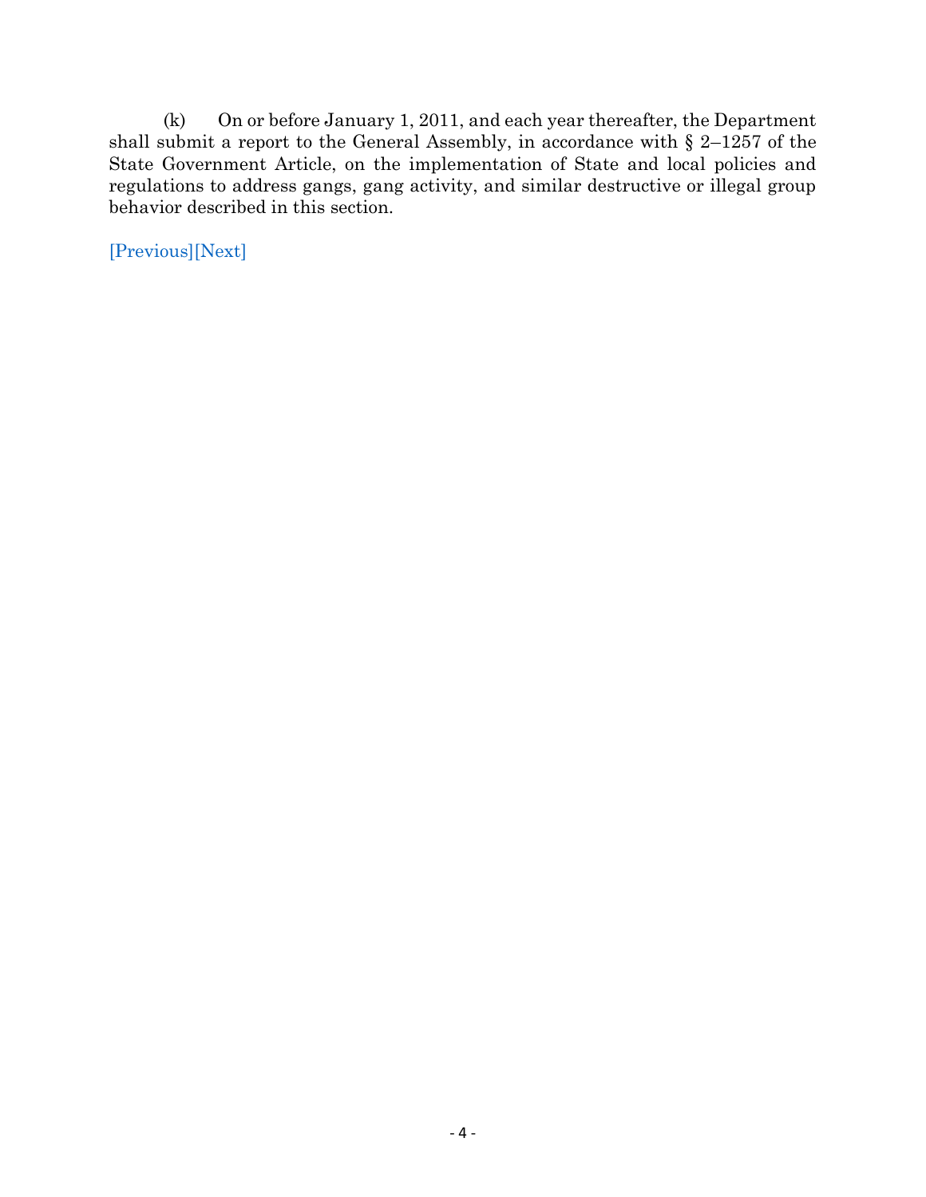(k) On or before January 1, 2011, and each year thereafter, the Department shall submit a report to the General Assembly, in accordance with § 2–1257 of the State Government Article, on the implementation of State and local policies and regulations to address gangs, gang activity, and similar destructive or illegal group behavior described in this section.

[Previous][Next]